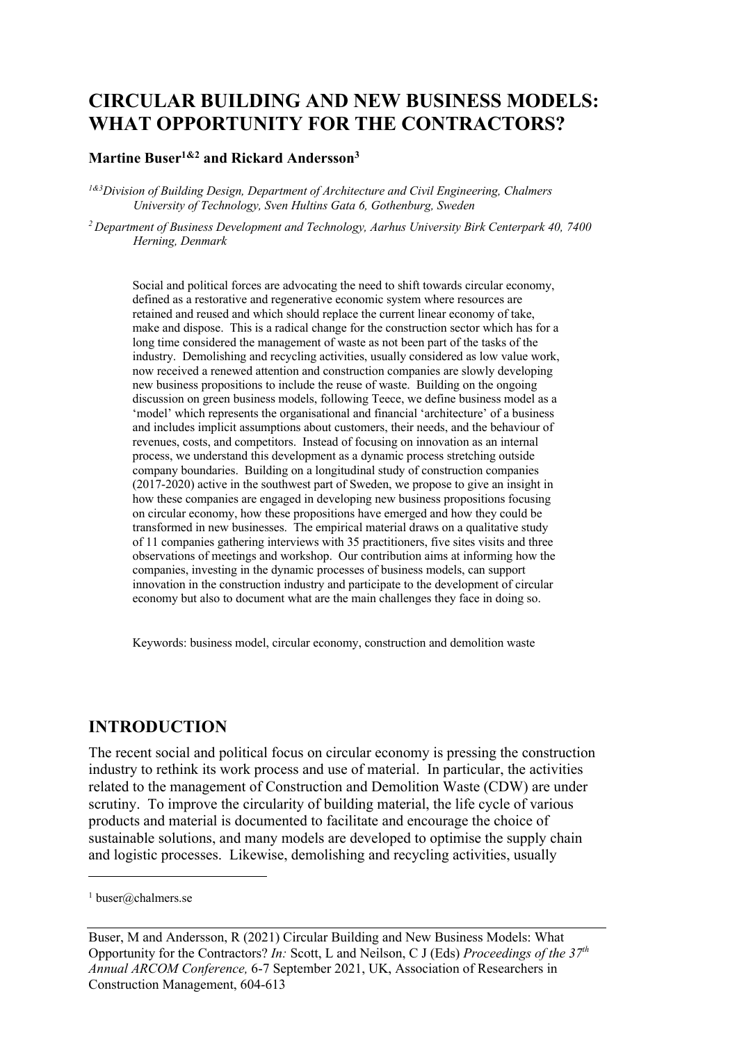# CIRCULAR BUILDING AND NEW BUSINESS MODELS: WHAT OPPORTUNITY FOR THE CONTRACTORS?

**Martine Buser[1&2] and Rickard Andersson[3]**

*[1&3]Division of Building Design, Department of Architecture and Civil Engineering, Chalmers University of Technology, Sven Hultins Gata 6, Gothenburg, Sweden*

*[2] Department of Business Development and Technology, Aarhus University Birk Centerpark 40, 7400 Herning, Denmark*

Social and political forces are advocating the need to shift towards circular economy, defined as a restorative and regenerative economic system where resources are retained and reused and which should replace the current linear economy of take, make and dispose. This is a radical change for the construction sector which has for a long time considered the management of waste as not been part of the tasks of the industry. Demolishing and recycling activities, usually considered as low value work, now received a renewed attention and construction companies are slowly developing new business propositions to include the reuse of waste. Building on the ongoing discussion on green business models, following Teece, we define business model as a 'model' which represents the organisational and financial 'architecture' of a business and includes implicit assumptions about customers, their needs, and the behaviour of revenues, costs, and competitors. Instead of focusing on innovation as an internal process, we understand this development as a dynamic process stretching outside company boundaries. Building on a longitudinal study of construction companies (2017-2020) active in the southwest part of Sweden, we propose to give an insight in how these companies are engaged in developing new business propositions focusing on circular economy, how these propositions have emerged and how they could be transformed in new businesses. The empirical material draws on a qualitative study of 11 companies gathering interviews with 35 practitioners, five sites visits and three observations of meetings and workshop. Our contribution aims at informing how the companies, investing in the dynamic processes of business models, can support innovation in the construction industry and participate to the development of circular economy but also to document what are the main challenges they face in doing so.

Keywords: business model, circular economy, construction and demolition waste

## INTRODUCTION

The recent social and political focus on circular economy is pressing the construction industry to rethink its work process and use of material. In particular, the activities related to the management of Construction and Demolition Waste (CDW) are under scrutiny. To improve the circularity of building material, the life cycle of various products and material is documented to facilitate and encourage the choice of sustainable solutions, and many models are developed to optimise the supply chain and logistic processes. Likewise, demolishing and recycling activities, usually

---

[1] buser@chalmers.se

Buser, M and Andersson, R (2021) Circular Building and New Business Models: What Opportunity for the Contractors? *In:* Scott, L and Neilson, C J (Eds) *Proceedings of the 37th Annual ARCOM Conference,* 6-7 September 2021, UK, Association of Researchers in Construction Management, 604-613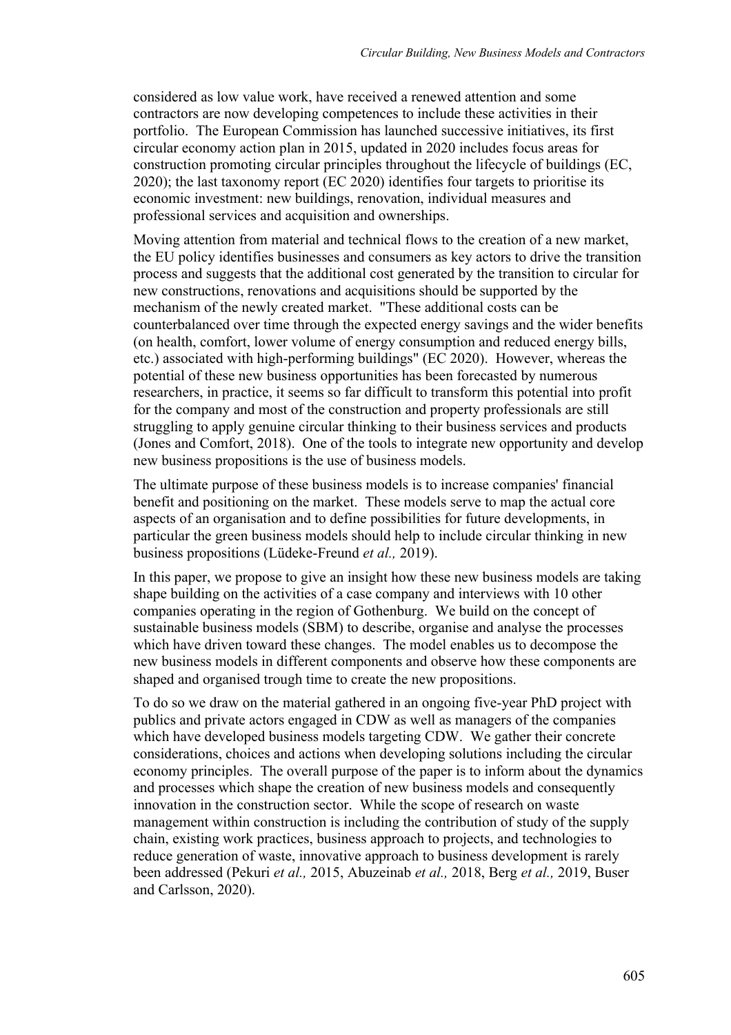considered as low value work, have received a renewed attention and some contractors are now developing competences to include these activities in their portfolio. The European Commission has launched successive initiatives, its first circular economy action plan in 2015, updated in 2020 includes focus areas for construction promoting circular principles throughout the lifecycle of buildings (EC, 2020); the last taxonomy report (EC 2020) identifies four targets to prioritise its economic investment: new buildings, renovation, individual measures and professional services and acquisition and ownerships.

Moving attention from material and technical flows to the creation of a new market, the EU policy identifies businesses and consumers as key actors to drive the transition process and suggests that the additional cost generated by the transition to circular for new constructions, renovations and acquisitions should be supported by the mechanism of the newly created market. "These additional costs can be counterbalanced over time through the expected energy savings and the wider benefits (on health, comfort, lower volume of energy consumption and reduced energy bills, etc.) associated with high-performing buildings" (EC 2020). However, whereas the potential of these new business opportunities has been forecasted by numerous researchers, in practice, it seems so far difficult to transform this potential into profit for the company and most of the construction and property professionals are still struggling to apply genuine circular thinking to their business services and products (Jones and Comfort, 2018). One of the tools to integrate new opportunity and develop new business propositions is the use of business models.

The ultimate purpose of these business models is to increase companies' financial benefit and positioning on the market. These models serve to map the actual core aspects of an organisation and to define possibilities for future developments, in particular the green business models should help to include circular thinking in new business propositions (Lüdeke-Freund *et al.,* 2019).

In this paper, we propose to give an insight how these new business models are taking shape building on the activities of a case company and interviews with 10 other companies operating in the region of Gothenburg. We build on the concept of sustainable business models (SBM) to describe, organise and analyse the processes which have driven toward these changes. The model enables us to decompose the new business models in different components and observe how these components are shaped and organised trough time to create the new propositions.

To do so we draw on the material gathered in an ongoing five-year PhD project with publics and private actors engaged in CDW as well as managers of the companies which have developed business models targeting CDW. We gather their concrete considerations, choices and actions when developing solutions including the circular economy principles. The overall purpose of the paper is to inform about the dynamics and processes which shape the creation of new business models and consequently innovation in the construction sector. While the scope of research on waste management within construction is including the contribution of study of the supply chain, existing work practices, business approach to projects, and technologies to reduce generation of waste, innovative approach to business development is rarely been addressed (Pekuri *et al.,* 2015, Abuzeinab *et al.,* 2018, Berg *et al.,* 2019, Buser and Carlsson, 2020).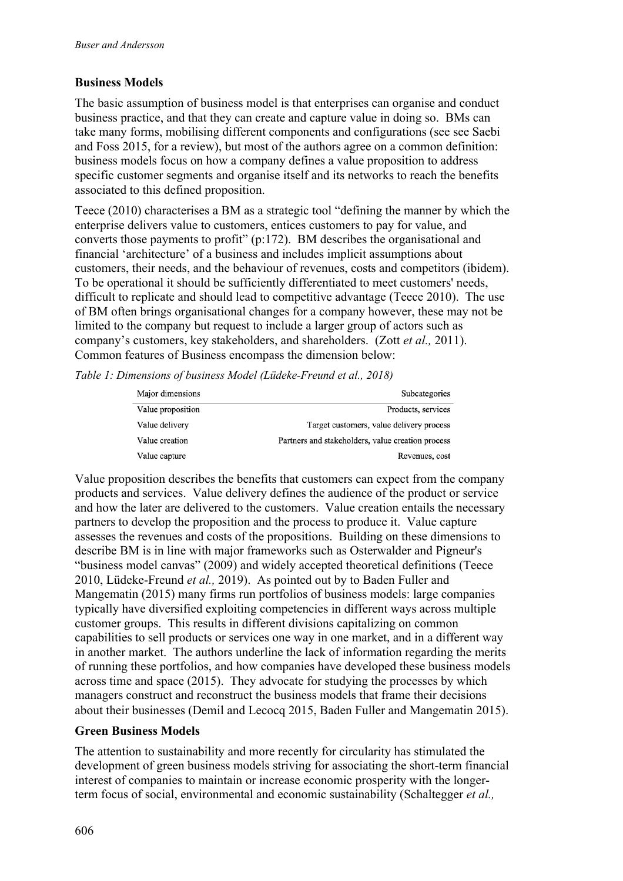## Business Models

The basic assumption of business model is that enterprises can organise and conduct business practice, and that they can create and capture value in doing so. BMs can take many forms, mobilising different components and configurations (see see Saebi and Foss 2015, for a review), but most of the authors agree on a common definition: business models focus on how a company defines a value proposition to address specific customer segments and organise itself and its networks to reach the benefits associated to this defined proposition.

Teece (2010) characterises a BM as a strategic tool "defining the manner by which the enterprise delivers value to customers, entices customers to pay for value, and converts those payments to profit" (p:172). BM describes the organisational and financial 'architecture' of a business and includes implicit assumptions about customers, their needs, and the behaviour of revenues, costs and competitors (ibidem). To be operational it should be sufficiently differentiated to meet customers' needs, difficult to replicate and should lead to competitive advantage (Teece 2010). The use of BM often brings organisational changes for a company however, these may not be limited to the company but request to include a larger group of actors such as company's customers, key stakeholders, and shareholders. (Zott *et al.,* 2011). Common features of Business encompass the dimension below:

*Table 1: Dimensions of business Model (Lüdeke-Freund et al., 2018)*

| Major dimensions | Subcategories |
|---|---|
| Value proposition | Products, services |
| Value delivery | Target customers, value delivery process |
| Value creation | Partners and stakeholders, value creation process |
| Value capture | Revenues, cost |

Value proposition describes the benefits that customers can expect from the company products and services. Value delivery defines the audience of the product or service and how the later are delivered to the customers. Value creation entails the necessary partners to develop the proposition and the process to produce it. Value capture assesses the revenues and costs of the propositions. Building on these dimensions to describe BM is in line with major frameworks such as Osterwalder and Pigneur's "business model canvas" (2009) and widely accepted theoretical definitions (Teece 2010, Lüdeke-Freund *et al.,* 2019). As pointed out by to Baden Fuller and Mangematin (2015) many firms run portfolios of business models: large companies typically have diversified exploiting competencies in different ways across multiple customer groups. This results in different divisions capitalizing on common capabilities to sell products or services one way in one market, and in a different way in another market. The authors underline the lack of information regarding the merits of running these portfolios, and how companies have developed these business models across time and space (2015). They advocate for studying the processes by which managers construct and reconstruct the business models that frame their decisions about their businesses (Demil and Lecocq 2015, Baden Fuller and Mangematin 2015).

## Green Business Models

The attention to sustainability and more recently for circularity has stimulated the development of green business models striving for associating the short-term financial interest of companies to maintain or increase economic prosperity with the longer-term focus of social, environmental and economic sustainability (Schaltegger *et al.,*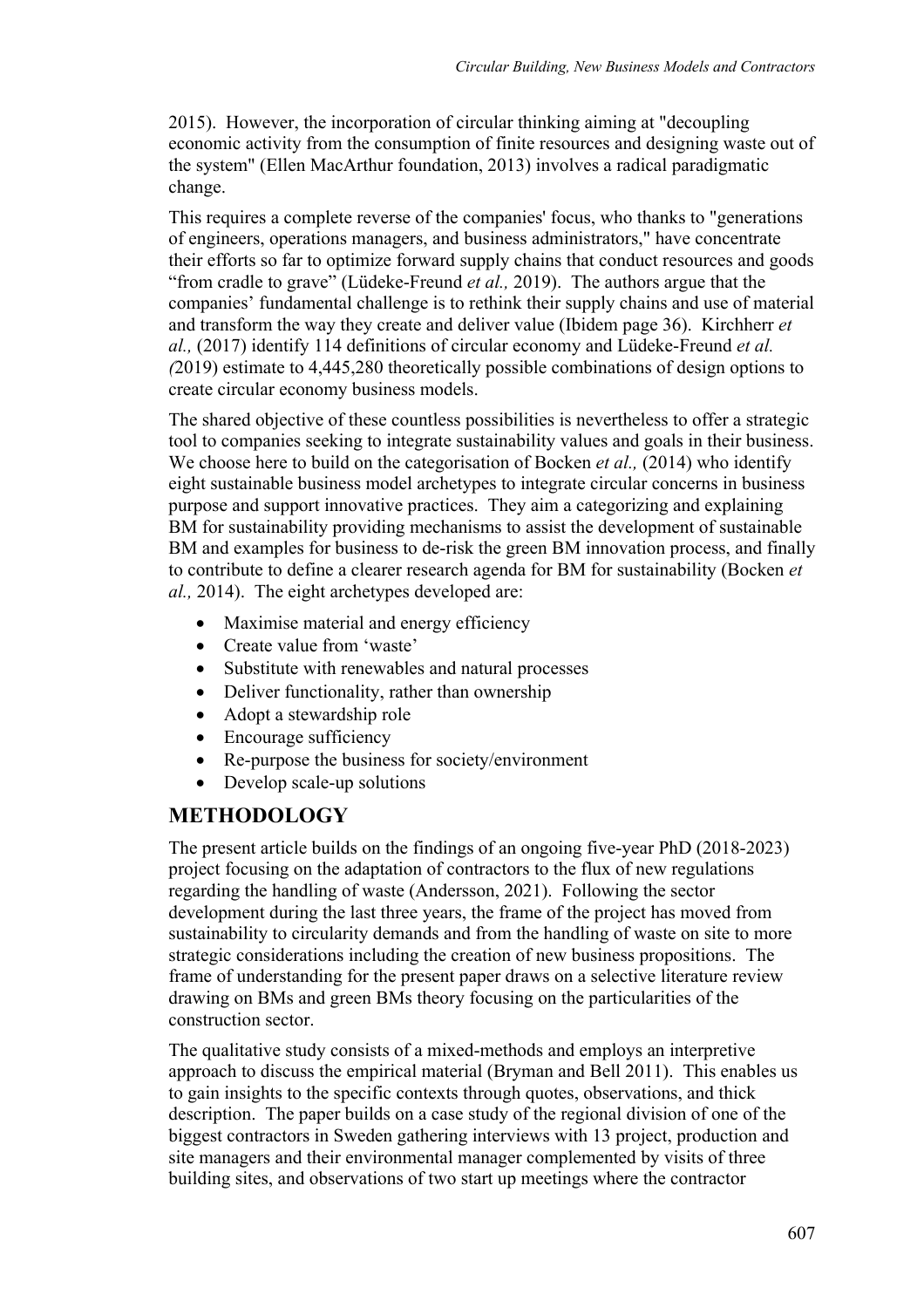2015). However, the incorporation of circular thinking aiming at "decoupling economic activity from the consumption of finite resources and designing waste out of the system" (Ellen MacArthur foundation, 2013) involves a radical paradigmatic change.

This requires a complete reverse of the companies' focus, who thanks to "generations of engineers, operations managers, and business administrators," have concentrate their efforts so far to optimize forward supply chains that conduct resources and goods "from cradle to grave" (Lüdeke-Freund *et al.,* 2019). The authors argue that the companies' fundamental challenge is to rethink their supply chains and use of material and transform the way they create and deliver value (Ibidem page 36). Kirchherr *et al.,* (2017) identify 114 definitions of circular economy and Lüdeke-Freund *et al. (*2019) estimate to 4,445,280 theoretically possible combinations of design options to create circular economy business models.

The shared objective of these countless possibilities is nevertheless to offer a strategic tool to companies seeking to integrate sustainability values and goals in their business. We choose here to build on the categorisation of Bocken *et al.,* (2014) who identify eight sustainable business model archetypes to integrate circular concerns in business purpose and support innovative practices. They aim a categorizing and explaining BM for sustainability providing mechanisms to assist the development of sustainable BM and examples for business to de-risk the green BM innovation process, and finally to contribute to define a clearer research agenda for BM for sustainability (Bocken *et al.,* 2014). The eight archetypes developed are:

- Maximise material and energy efficiency
- Create value from 'waste'
- Substitute with renewables and natural processes
- Deliver functionality, rather than ownership
- Adopt a stewardship role
- Encourage sufficiency
- Re-purpose the business for society/environment
- Develop scale-up solutions

## METHODOLOGY

The present article builds on the findings of an ongoing five-year PhD (2018-2023) project focusing on the adaptation of contractors to the flux of new regulations regarding the handling of waste (Andersson, 2021). Following the sector development during the last three years, the frame of the project has moved from sustainability to circularity demands and from the handling of waste on site to more strategic considerations including the creation of new business propositions. The frame of understanding for the present paper draws on a selective literature review drawing on BMs and green BMs theory focusing on the particularities of the construction sector.

The qualitative study consists of a mixed-methods and employs an interpretive approach to discuss the empirical material (Bryman and Bell 2011). This enables us to gain insights to the specific contexts through quotes, observations, and thick description. The paper builds on a case study of the regional division of one of the biggest contractors in Sweden gathering interviews with 13 project, production and site managers and their environmental manager complemented by visits of three building sites, and observations of two start up meetings where the contractor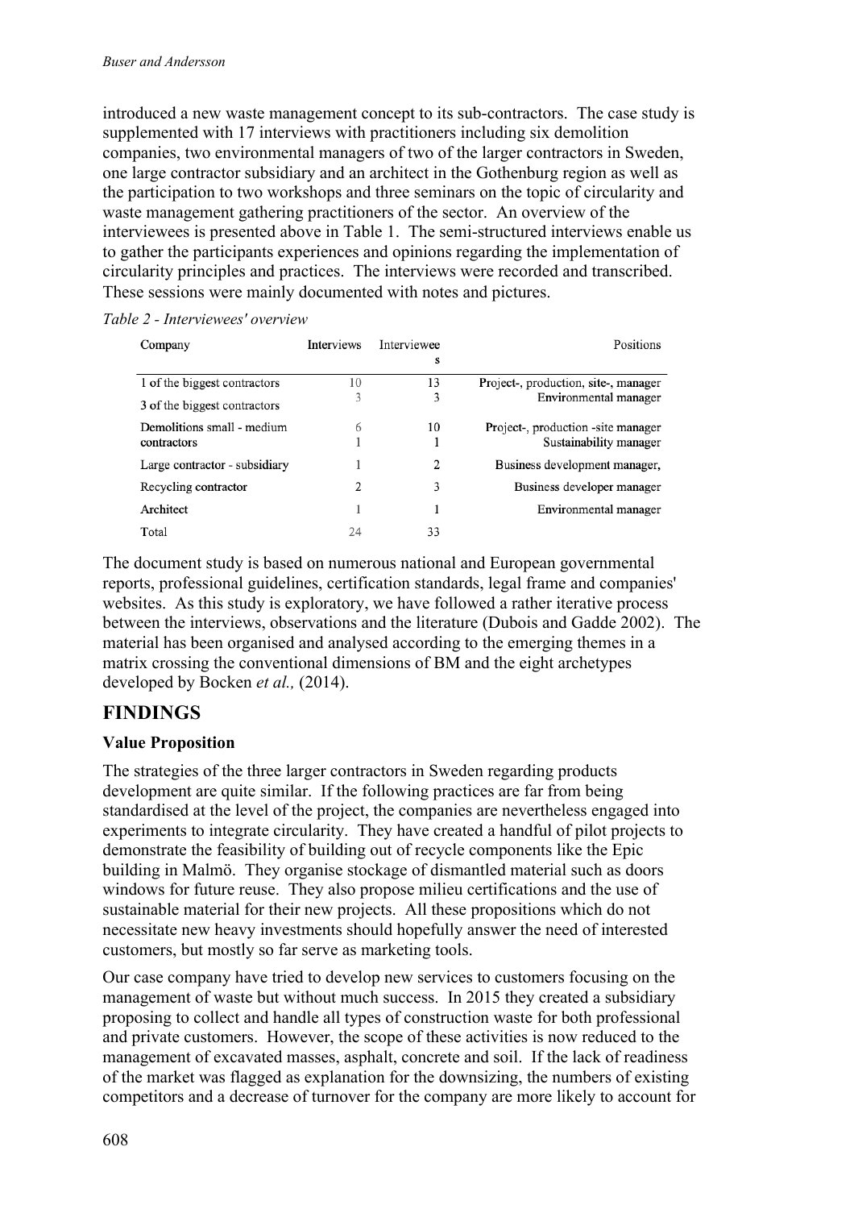introduced a new waste management concept to its sub-contractors. The case study is supplemented with 17 interviews with practitioners including six demolition companies, two environmental managers of two of the larger contractors in Sweden, one large contractor subsidiary and an architect in the Gothenburg region as well as the participation to two workshops and three seminars on the topic of circularity and waste management gathering practitioners of the sector. An overview of the interviewees is presented above in Table 1. The semi-structured interviews enable us to gather the participants experiences and opinions regarding the implementation of circularity principles and practices. The interviews were recorded and transcribed. These sessions were mainly documented with notes and pictures.

*Table 2 - Interviewees' overview*

| Company | Interviews | Interviewees | Positions |
|---|---|---|---|
| 1 of the biggest contractors | 10 | 13 | Project-, production, site-, manager |
| 3 of the biggest contractors | 3 | 3 | Environmental manager |
| Demolitions small - medium contractors | 6 | 10 | Project-, production -site manager |
| | 1 | 1 | Sustainability manager |
| Large contractor - subsidiary | 1 | 2 | Business development manager, |
| Recycling contractor | 2 | 3 | Business developer manager |
| Architect | 1 | 1 | Environmental manager |
| Total | 24 | 33 | |

The document study is based on numerous national and European governmental reports, professional guidelines, certification standards, legal frame and companies' websites. As this study is exploratory, we have followed a rather iterative process between the interviews, observations and the literature (Dubois and Gadde 2002). The material has been organised and analysed according to the emerging themes in a matrix crossing the conventional dimensions of BM and the eight archetypes developed by Bocken *et al.,* (2014).

## FINDINGS

### Value Proposition

The strategies of the three larger contractors in Sweden regarding products development are quite similar. If the following practices are far from being standardised at the level of the project, the companies are nevertheless engaged into experiments to integrate circularity. They have created a handful of pilot projects to demonstrate the feasibility of building out of recycle components like the Epic building in Malmö. They organise stockage of dismantled material such as doors windows for future reuse. They also propose milieu certifications and the use of sustainable material for their new projects. All these propositions which do not necessitate new heavy investments should hopefully answer the need of interested customers, but mostly so far serve as marketing tools.

Our case company have tried to develop new services to customers focusing on the management of waste but without much success. In 2015 they created a subsidiary proposing to collect and handle all types of construction waste for both professional and private customers. However, the scope of these activities is now reduced to the management of excavated masses, asphalt, concrete and soil. If the lack of readiness of the market was flagged as explanation for the downsizing, the numbers of existing competitors and a decrease of turnover for the company are more likely to account for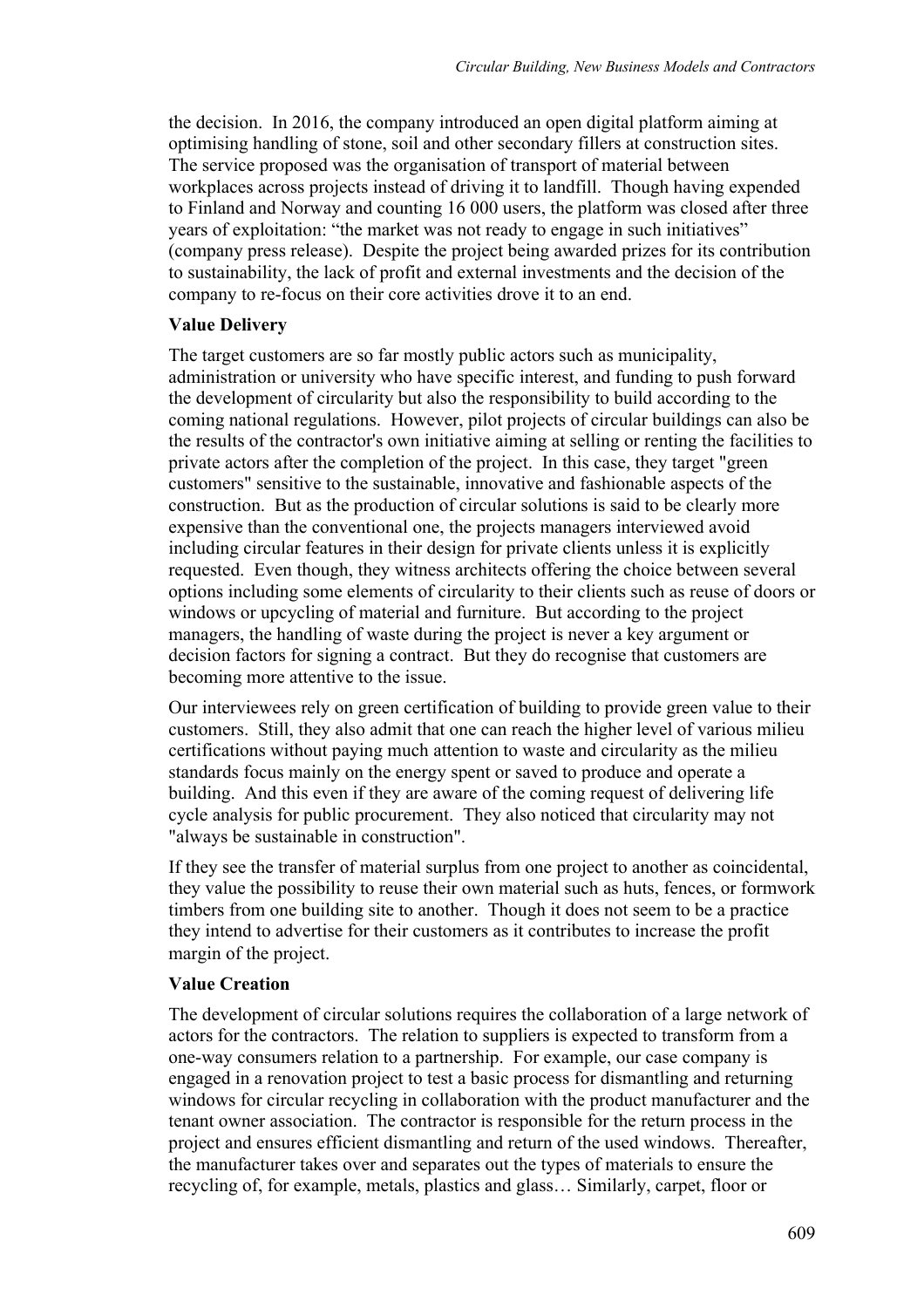the decision. In 2016, the company introduced an open digital platform aiming at optimising handling of stone, soil and other secondary fillers at construction sites. The service proposed was the organisation of transport of material between workplaces across projects instead of driving it to landfill. Though having expended to Finland and Norway and counting 16 000 users, the platform was closed after three years of exploitation: "the market was not ready to engage in such initiatives" (company press release). Despite the project being awarded prizes for its contribution to sustainability, the lack of profit and external investments and the decision of the company to re-focus on their core activities drove it to an end.

**Value Delivery**

The target customers are so far mostly public actors such as municipality, administration or university who have specific interest, and funding to push forward the development of circularity but also the responsibility to build according to the coming national regulations. However, pilot projects of circular buildings can also be the results of the contractor's own initiative aiming at selling or renting the facilities to private actors after the completion of the project. In this case, they target "green customers" sensitive to the sustainable, innovative and fashionable aspects of the construction. But as the production of circular solutions is said to be clearly more expensive than the conventional one, the projects managers interviewed avoid including circular features in their design for private clients unless it is explicitly requested. Even though, they witness architects offering the choice between several options including some elements of circularity to their clients such as reuse of doors or windows or upcycling of material and furniture. But according to the project managers, the handling of waste during the project is never a key argument or decision factors for signing a contract. But they do recognise that customers are becoming more attentive to the issue.

Our interviewees rely on green certification of building to provide green value to their customers. Still, they also admit that one can reach the higher level of various milieu certifications without paying much attention to waste and circularity as the milieu standards focus mainly on the energy spent or saved to produce and operate a building. And this even if they are aware of the coming request of delivering life cycle analysis for public procurement. They also noticed that circularity may not "always be sustainable in construction".

If they see the transfer of material surplus from one project to another as coincidental, they value the possibility to reuse their own material such as huts, fences, or formwork timbers from one building site to another. Though it does not seem to be a practice they intend to advertise for their customers as it contributes to increase the profit margin of the project.

**Value Creation**

The development of circular solutions requires the collaboration of a large network of actors for the contractors. The relation to suppliers is expected to transform from a one-way consumers relation to a partnership. For example, our case company is engaged in a renovation project to test a basic process for dismantling and returning windows for circular recycling in collaboration with the product manufacturer and the tenant owner association. The contractor is responsible for the return process in the project and ensures efficient dismantling and return of the used windows. Thereafter, the manufacturer takes over and separates out the types of materials to ensure the recycling of, for example, metals, plastics and glass… Similarly, carpet, floor or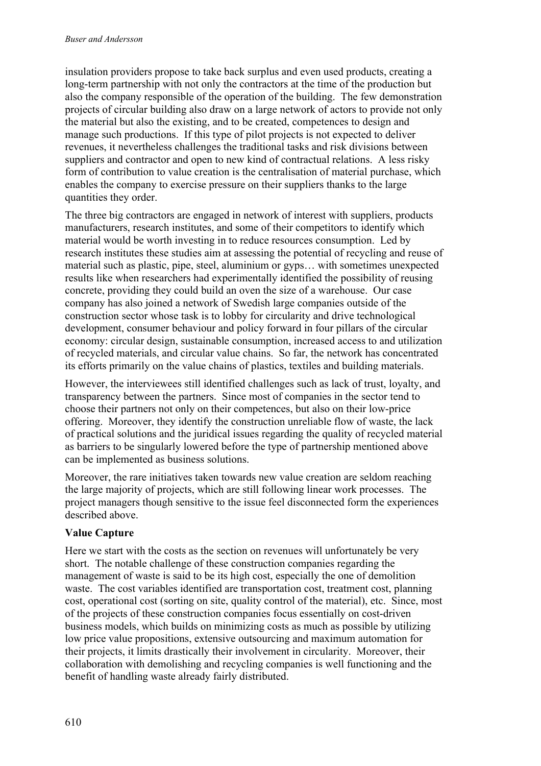insulation providers propose to take back surplus and even used products, creating a long-term partnership with not only the contractors at the time of the production but also the company responsible of the operation of the building. The few demonstration projects of circular building also draw on a large network of actors to provide not only the material but also the existing, and to be created, competences to design and manage such productions. If this type of pilot projects is not expected to deliver revenues, it nevertheless challenges the traditional tasks and risk divisions between suppliers and contractor and open to new kind of contractual relations. A less risky form of contribution to value creation is the centralisation of material purchase, which enables the company to exercise pressure on their suppliers thanks to the large quantities they order.

The three big contractors are engaged in network of interest with suppliers, products manufacturers, research institutes, and some of their competitors to identify which material would be worth investing in to reduce resources consumption. Led by research institutes these studies aim at assessing the potential of recycling and reuse of material such as plastic, pipe, steel, aluminium or gyps… with sometimes unexpected results like when researchers had experimentally identified the possibility of reusing concrete, providing they could build an oven the size of a warehouse. Our case company has also joined a network of Swedish large companies outside of the construction sector whose task is to lobby for circularity and drive technological development, consumer behaviour and policy forward in four pillars of the circular economy: circular design, sustainable consumption, increased access to and utilization of recycled materials, and circular value chains. So far, the network has concentrated its efforts primarily on the value chains of plastics, textiles and building materials.

However, the interviewees still identified challenges such as lack of trust, loyalty, and transparency between the partners. Since most of companies in the sector tend to choose their partners not only on their competences, but also on their low-price offering. Moreover, they identify the construction unreliable flow of waste, the lack of practical solutions and the juridical issues regarding the quality of recycled material as barriers to be singularly lowered before the type of partnership mentioned above can be implemented as business solutions.

Moreover, the rare initiatives taken towards new value creation are seldom reaching the large majority of projects, which are still following linear work processes. The project managers though sensitive to the issue feel disconnected form the experiences described above.

**Value Capture**

Here we start with the costs as the section on revenues will unfortunately be very short. The notable challenge of these construction companies regarding the management of waste is said to be its high cost, especially the one of demolition waste. The cost variables identified are transportation cost, treatment cost, planning cost, operational cost (sorting on site, quality control of the material), etc. Since, most of the projects of these construction companies focus essentially on cost-driven business models, which builds on minimizing costs as much as possible by utilizing low price value propositions, extensive outsourcing and maximum automation for their projects, it limits drastically their involvement in circularity. Moreover, their collaboration with demolishing and recycling companies is well functioning and the benefit of handling waste already fairly distributed.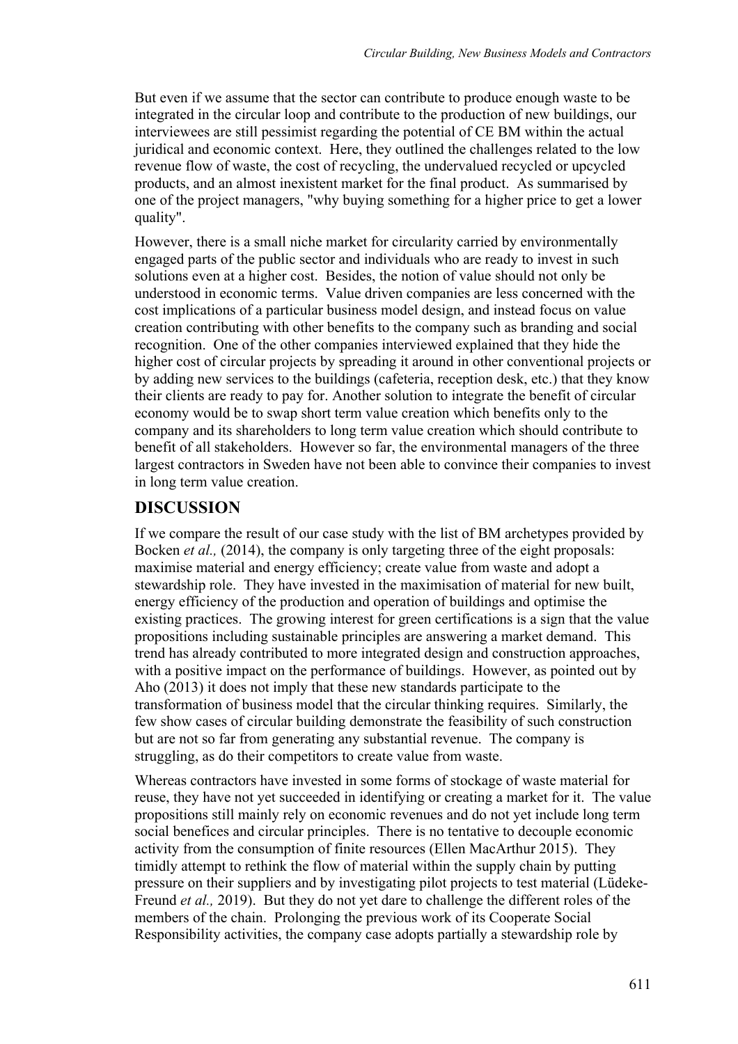But even if we assume that the sector can contribute to produce enough waste to be integrated in the circular loop and contribute to the production of new buildings, our interviewees are still pessimist regarding the potential of CE BM within the actual juridical and economic context. Here, they outlined the challenges related to the low revenue flow of waste, the cost of recycling, the undervalued recycled or upcycled products, and an almost inexistent market for the final product. As summarised by one of the project managers, "why buying something for a higher price to get a lower quality".

However, there is a small niche market for circularity carried by environmentally engaged parts of the public sector and individuals who are ready to invest in such solutions even at a higher cost. Besides, the notion of value should not only be understood in economic terms. Value driven companies are less concerned with the cost implications of a particular business model design, and instead focus on value creation contributing with other benefits to the company such as branding and social recognition. One of the other companies interviewed explained that they hide the higher cost of circular projects by spreading it around in other conventional projects or by adding new services to the buildings (cafeteria, reception desk, etc.) that they know their clients are ready to pay for. Another solution to integrate the benefit of circular economy would be to swap short term value creation which benefits only to the company and its shareholders to long term value creation which should contribute to benefit of all stakeholders. However so far, the environmental managers of the three largest contractors in Sweden have not been able to convince their companies to invest in long term value creation.

## DISCUSSION

If we compare the result of our case study with the list of BM archetypes provided by Bocken *et al.,* (2014), the company is only targeting three of the eight proposals: maximise material and energy efficiency; create value from waste and adopt a stewardship role. They have invested in the maximisation of material for new built, energy efficiency of the production and operation of buildings and optimise the existing practices. The growing interest for green certifications is a sign that the value propositions including sustainable principles are answering a market demand. This trend has already contributed to more integrated design and construction approaches, with a positive impact on the performance of buildings. However, as pointed out by Aho (2013) it does not imply that these new standards participate to the transformation of business model that the circular thinking requires. Similarly, the few show cases of circular building demonstrate the feasibility of such construction but are not so far from generating any substantial revenue. The company is struggling, as do their competitors to create value from waste.

Whereas contractors have invested in some forms of stockage of waste material for reuse, they have not yet succeeded in identifying or creating a market for it. The value propositions still mainly rely on economic revenues and do not yet include long term social benefices and circular principles. There is no tentative to decouple economic activity from the consumption of finite resources (Ellen MacArthur 2015). They timidly attempt to rethink the flow of material within the supply chain by putting pressure on their suppliers and by investigating pilot projects to test material (Lüdeke-Freund *et al.,* 2019). But they do not yet dare to challenge the different roles of the members of the chain. Prolonging the previous work of its Cooperate Social Responsibility activities, the company case adopts partially a stewardship role by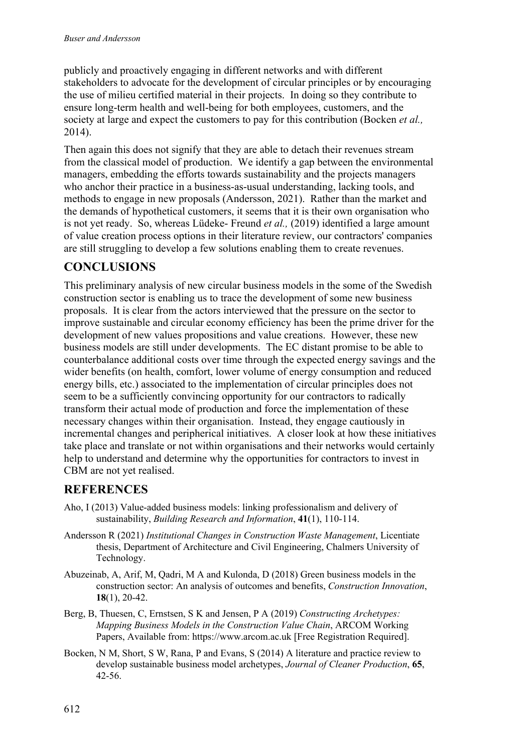publicly and proactively engaging in different networks and with different stakeholders to advocate for the development of circular principles or by encouraging the use of milieu certified material in their projects. In doing so they contribute to ensure long-term health and well-being for both employees, customers, and the society at large and expect the customers to pay for this contribution (Bocken *et al.,* 2014).

Then again this does not signify that they are able to detach their revenues stream from the classical model of production. We identify a gap between the environmental managers, embedding the efforts towards sustainability and the projects managers who anchor their practice in a business-as-usual understanding, lacking tools, and methods to engage in new proposals (Andersson, 2021). Rather than the market and the demands of hypothetical customers, it seems that it is their own organisation who is not yet ready. So, whereas Lüdeke- Freund *et al.,* (2019) identified a large amount of value creation process options in their literature review, our contractors' companies are still struggling to develop a few solutions enabling them to create revenues.

## CONCLUSIONS

This preliminary analysis of new circular business models in the some of the Swedish construction sector is enabling us to trace the development of some new business proposals. It is clear from the actors interviewed that the pressure on the sector to improve sustainable and circular economy efficiency has been the prime driver for the development of new values propositions and value creations. However, these new business models are still under developments. The EC distant promise to be able to counterbalance additional costs over time through the expected energy savings and the wider benefits (on health, comfort, lower volume of energy consumption and reduced energy bills, etc.) associated to the implementation of circular principles does not seem to be a sufficiently convincing opportunity for our contractors to radically transform their actual mode of production and force the implementation of these necessary changes within their organisation. Instead, they engage cautiously in incremental changes and peripherical initiatives. A closer look at how these initiatives take place and translate or not within organisations and their networks would certainly help to understand and determine why the opportunities for contractors to invest in CBM are not yet realised.

## REFERENCES

Aho, I (2013) Value-added business models: linking professionalism and delivery of sustainability, *Building Research and Information*, **41**(1), 110-114.

Andersson R (2021) *Institutional Changes in Construction Waste Management*, Licentiate thesis, Department of Architecture and Civil Engineering, Chalmers University of Technology.

Abuzeinab, A, Arif, M, Qadri, M A and Kulonda, D (2018) Green business models in the construction sector: An analysis of outcomes and benefits, *Construction Innovation*, **18**(1), 20-42.

Berg, B, Thuesen, C, Ernstsen, S K and Jensen, P A (2019) *Constructing Archetypes: Mapping Business Models in the Construction Value Chain*, ARCOM Working Papers, Available from: https://www.arcom.ac.uk [Free Registration Required].

Bocken, N M, Short, S W, Rana, P and Evans, S (2014) A literature and practice review to develop sustainable business model archetypes, *Journal of Cleaner Production*, **65**, 42-56.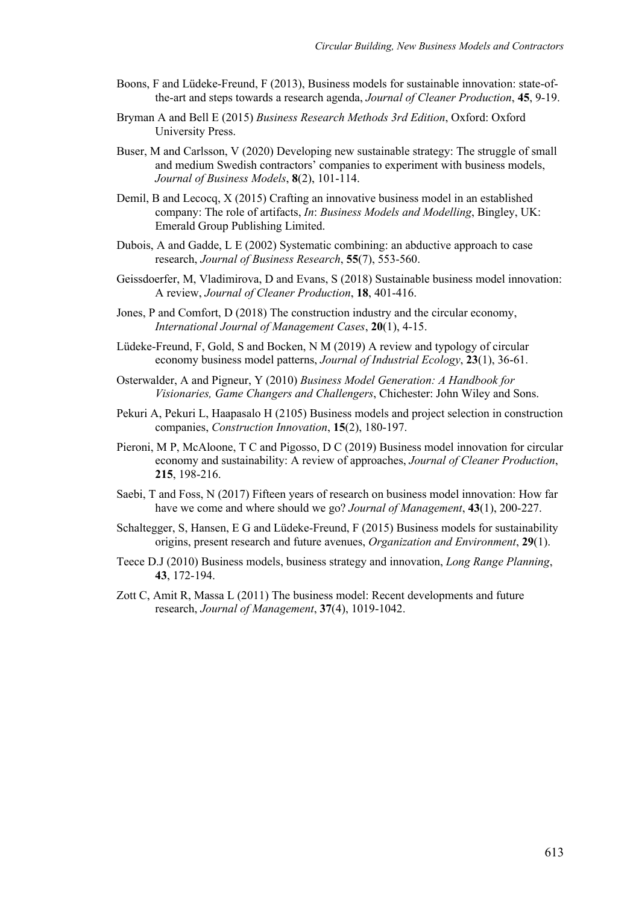Boons, F and Lüdeke-Freund, F (2013), Business models for sustainable innovation: state-of-the-art and steps towards a research agenda, *Journal of Cleaner Production*, **45**, 9-19.

Bryman A and Bell E (2015) *Business Research Methods 3rd Edition*, Oxford: Oxford University Press.

Buser, M and Carlsson, V (2020) Developing new sustainable strategy: The struggle of small and medium Swedish contractors' companies to experiment with business models, *Journal of Business Models*, **8**(2), 101-114.

Demil, B and Lecocq, X (2015) Crafting an innovative business model in an established company: The role of artifacts, *In*: *Business Models and Modelling*, Bingley, UK: Emerald Group Publishing Limited.

Dubois, A and Gadde, L E (2002) Systematic combining: an abductive approach to case research, *Journal of Business Research*, **55**(7), 553-560.

Geissdoerfer, M, Vladimirova, D and Evans, S (2018) Sustainable business model innovation: A review, *Journal of Cleaner Production*, **18**, 401-416.

Jones, P and Comfort, D (2018) The construction industry and the circular economy, *International Journal of Management Cases*, **20**(1), 4-15.

Lüdeke-Freund, F, Gold, S and Bocken, N M (2019) A review and typology of circular economy business model patterns, *Journal of Industrial Ecology*, **23**(1), 36-61.

Osterwalder, A and Pigneur, Y (2010) *Business Model Generation: A Handbook for Visionaries, Game Changers and Challengers*, Chichester: John Wiley and Sons.

Pekuri A, Pekuri L, Haapasalo H (2105) Business models and project selection in construction companies, *Construction Innovation*, **15**(2), 180-197.

Pieroni, M P, McAloone, T C and Pigosso, D C (2019) Business model innovation for circular economy and sustainability: A review of approaches, *Journal of Cleaner Production*, **215**, 198-216.

Saebi, T and Foss, N (2017) Fifteen years of research on business model innovation: How far have we come and where should we go? *Journal of Management*, **43**(1), 200-227.

Schaltegger, S, Hansen, E G and Lüdeke-Freund, F (2015) Business models for sustainability origins, present research and future avenues, *Organization and Environment*, **29**(1).

Teece D.J (2010) Business models, business strategy and innovation, *Long Range Planning*, **43**, 172-194.

Zott C, Amit R, Massa L (2011) The business model: Recent developments and future research, *Journal of Management*, **37**(4), 1019-1042.